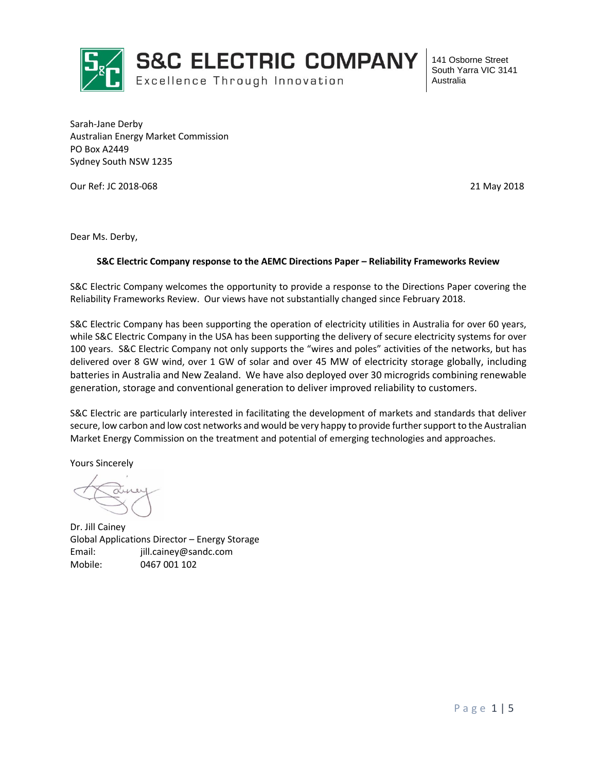**S&C ELECTRIC COMPANY**
Excellence Through Innovation

141 Osborne Street
South Yarra VIC 3141
Australia

Sarah-Jane Derby
Australian Energy Market Commission
PO Box A2449
Sydney South NSW 1235

Our Ref: JC 2018-068

21 May 2018

Dear Ms. Derby,

**S&C Electric Company response to the AEMC Directions Paper – Reliability Frameworks Review**

S&C Electric Company welcomes the opportunity to provide a response to the Directions Paper covering the Reliability Frameworks Review. Our views have not substantially changed since February 2018.

S&C Electric Company has been supporting the operation of electricity utilities in Australia for over 60 years, while S&C Electric Company in the USA has been supporting the delivery of secure electricity systems for over 100 years. S&C Electric Company not only supports the "wires and poles" activities of the networks, but has delivered over 8 GW wind, over 1 GW of solar and over 45 MW of electricity storage globally, including batteries in Australia and New Zealand. We have also deployed over 30 microgrids combining renewable generation, storage and conventional generation to deliver improved reliability to customers.

S&C Electric are particularly interested in facilitating the development of markets and standards that deliver secure, low carbon and low cost networks and would be very happy to provide further support to the Australian Market Energy Commission on the treatment and potential of emerging technologies and approaches.

Yours Sincerely

Dr. Jill Cainey
Global Applications Director – Energy Storage
Email: jill.cainey@sandc.com
Mobile: 0467 001 102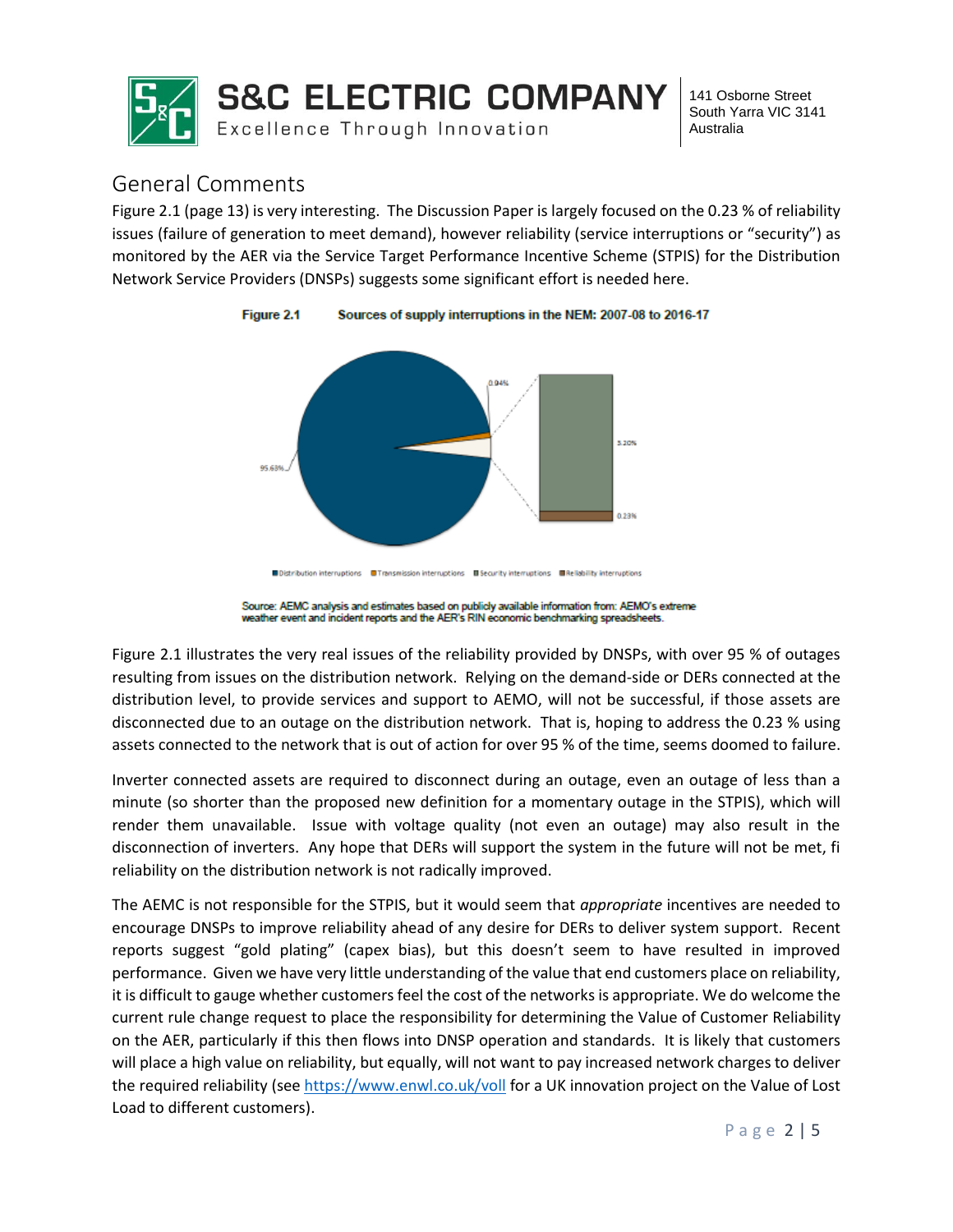## General Comments

Figure 2.1 (page 13) is very interesting. The Discussion Paper is largely focused on the 0.23 % of reliability issues (failure of generation to meet demand), however reliability (service interruptions or "security") as monitored by the AER via the Service Target Performance Incentive Scheme (STPIS) for the Distribution Network Service Providers (DNSPs) suggests some significant effort is needed here.

**Figure 2.1 Sources of supply interruptions in the NEM: 2007-08 to 2016-17**

Source: AEMC analysis and estimates based on publicly available information from: AEMO's extreme weather event and incident reports and the AER's RIN economic benchmarking spreadsheets.

Figure 2.1 illustrates the very real issues of the reliability provided by DNSPs, with over 95 % of outages resulting from issues on the distribution network. Relying on the demand-side or DERs connected at the distribution level, to provide services and support to AEMO, will not be successful, if those assets are disconnected due to an outage on the distribution network. That is, hoping to address the 0.23 % using assets connected to the network that is out of action for over 95 % of the time, seems doomed to failure.

Inverter connected assets are required to disconnect during an outage, even an outage of less than a minute (so shorter than the proposed new definition for a momentary outage in the STPIS), which will render them unavailable. Issue with voltage quality (not even an outage) may also result in the disconnection of inverters. Any hope that DERs will support the system in the future will not be met, fi reliability on the distribution network is not radically improved.

The AEMC is not responsible for the STPIS, but it would seem that *appropriate* incentives are needed to encourage DNSPs to improve reliability ahead of any desire for DERs to deliver system support. Recent reports suggest "gold plating" (capex bias), but this doesn't seem to have resulted in improved performance. Given we have very little understanding of the value that end customers place on reliability, it is difficult to gauge whether customers feel the cost of the networks is appropriate. We do welcome the current rule change request to place the responsibility for determining the Value of Customer Reliability on the AER, particularly if this then flows into DNSP operation and standards. It is likely that customers will place a high value on reliability, but equally, will not want to pay increased network charges to deliver the required reliability (see https://www.enwl.co.uk/voll for a UK innovation project on the Value of Lost Load to different customers).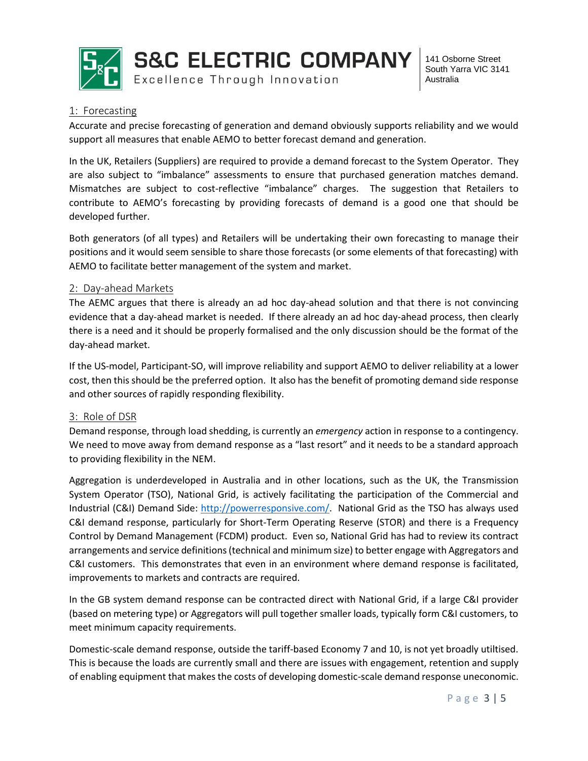## 1: Forecasting

Accurate and precise forecasting of generation and demand obviously supports reliability and we would support all measures that enable AEMO to better forecast demand and generation.

In the UK, Retailers (Suppliers) are required to provide a demand forecast to the System Operator. They are also subject to "imbalance" assessments to ensure that purchased generation matches demand. Mismatches are subject to cost-reflective "imbalance" charges. The suggestion that Retailers to contribute to AEMO's forecasting by providing forecasts of demand is a good one that should be developed further.

Both generators (of all types) and Retailers will be undertaking their own forecasting to manage their positions and it would seem sensible to share those forecasts (or some elements of that forecasting) with AEMO to facilitate better management of the system and market.

## 2: Day-ahead Markets

The AEMC argues that there is already an ad hoc day-ahead solution and that there is not convincing evidence that a day-ahead market is needed. If there already an ad hoc day-ahead process, then clearly there is a need and it should be properly formalised and the only discussion should be the format of the day-ahead market.

If the US-model, Participant-SO, will improve reliability and support AEMO to deliver reliability at a lower cost, then this should be the preferred option. It also has the benefit of promoting demand side response and other sources of rapidly responding flexibility.

## 3: Role of DSR

Demand response, through load shedding, is currently an *emergency* action in response to a contingency. We need to move away from demand response as a "last resort" and it needs to be a standard approach to providing flexibility in the NEM.

Aggregation is underdeveloped in Australia and in other locations, such as the UK, the Transmission System Operator (TSO), National Grid, is actively facilitating the participation of the Commercial and Industrial (C&I) Demand Side: http://powerresponsive.com/. National Grid as the TSO has always used C&I demand response, particularly for Short-Term Operating Reserve (STOR) and there is a Frequency Control by Demand Management (FCDM) product. Even so, National Grid has had to review its contract arrangements and service definitions (technical and minimum size) to better engage with Aggregators and C&I customers. This demonstrates that even in an environment where demand response is facilitated, improvements to markets and contracts are required.

In the GB system demand response can be contracted direct with National Grid, if a large C&I provider (based on metering type) or Aggregators will pull together smaller loads, typically form C&I customers, to meet minimum capacity requirements.

Domestic-scale demand response, outside the tariff-based Economy 7 and 10, is not yet broadly utiltised. This is because the loads are currently small and there are issues with engagement, retention and supply of enabling equipment that makes the costs of developing domestic-scale demand response uneconomic.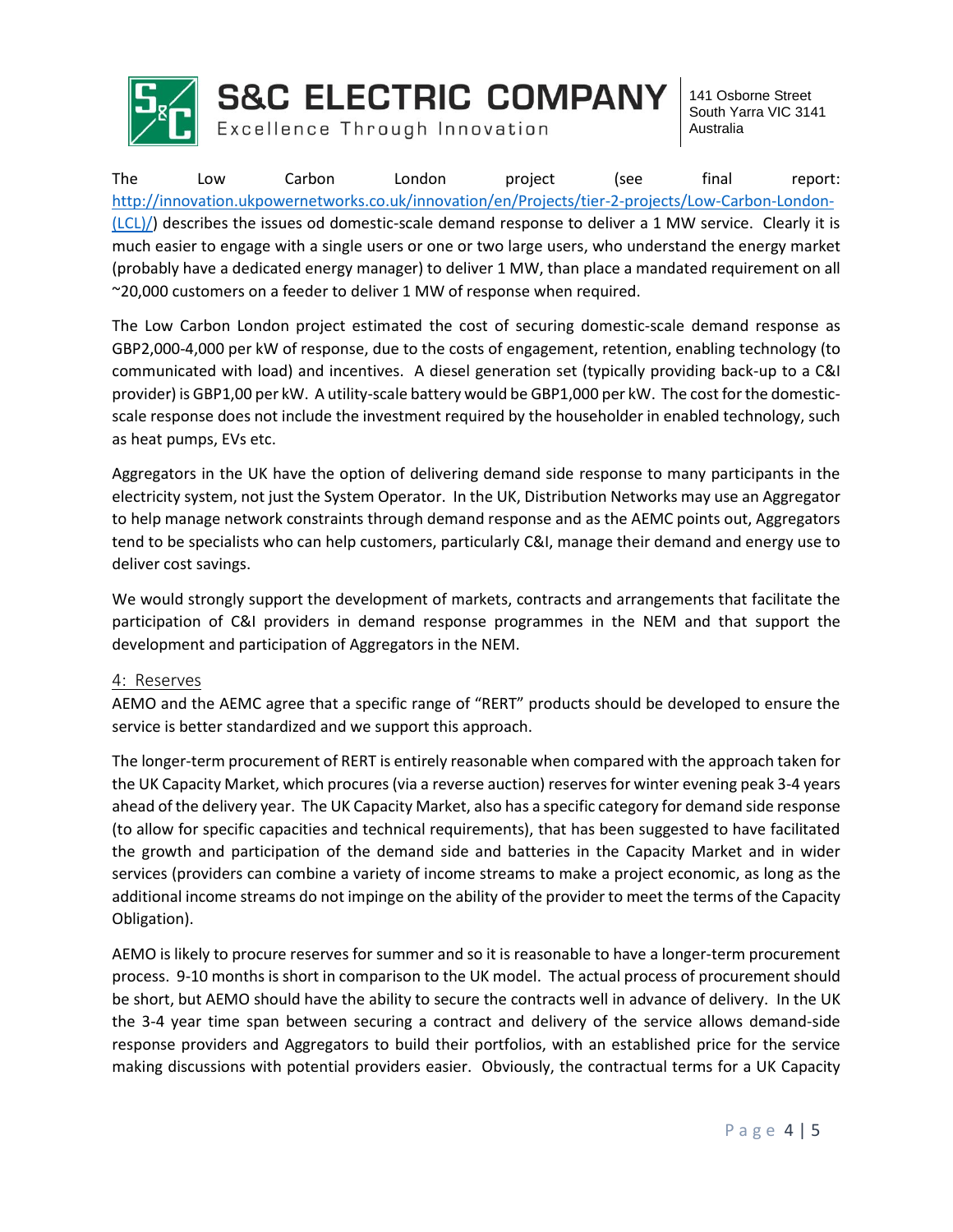The Low Carbon London project (see final report: [http://innovation.ukpowernetworks.co.uk/innovation/en/Projects/tier-2-projects/Low-Carbon-London-(LCL)/](http://innovation.ukpowernetworks.co.uk/innovation/en/Projects/tier-2-projects/Low-Carbon-London-(LCL)/)) describes the issues od domestic-scale demand response to deliver a 1 MW service. Clearly it is much easier to engage with a single users or one or two large users, who understand the energy market (probably have a dedicated energy manager) to deliver 1 MW, than place a mandated requirement on all ~20,000 customers on a feeder to deliver 1 MW of response when required.

The Low Carbon London project estimated the cost of securing domestic-scale demand response as GBP2,000-4,000 per kW of response, due to the costs of engagement, retention, enabling technology (to communicated with load) and incentives. A diesel generation set (typically providing back-up to a C&I provider) is GBP1,00 per kW. A utility-scale battery would be GBP1,000 per kW. The cost for the domestic-scale response does not include the investment required by the householder in enabled technology, such as heat pumps, EVs etc.

Aggregators in the UK have the option of delivering demand side response to many participants in the electricity system, not just the System Operator. In the UK, Distribution Networks may use an Aggregator to help manage network constraints through demand response and as the AEMC points out, Aggregators tend to be specialists who can help customers, particularly C&I, manage their demand and energy use to deliver cost savings.

We would strongly support the development of markets, contracts and arrangements that facilitate the participation of C&I providers in demand response programmes in the NEM and that support the development and participation of Aggregators in the NEM.

## 4: Reserves

AEMO and the AEMC agree that a specific range of "RERT" products should be developed to ensure the service is better standardized and we support this approach.

The longer-term procurement of RERT is entirely reasonable when compared with the approach taken for the UK Capacity Market, which procures (via a reverse auction) reserves for winter evening peak 3-4 years ahead of the delivery year. The UK Capacity Market, also has a specific category for demand side response (to allow for specific capacities and technical requirements), that has been suggested to have facilitated the growth and participation of the demand side and batteries in the Capacity Market and in wider services (providers can combine a variety of income streams to make a project economic, as long as the additional income streams do not impinge on the ability of the provider to meet the terms of the Capacity Obligation).

AEMO is likely to procure reserves for summer and so it is reasonable to have a longer-term procurement process. 9-10 months is short in comparison to the UK model. The actual process of procurement should be short, but AEMO should have the ability to secure the contracts well in advance of delivery. In the UK the 3-4 year time span between securing a contract and delivery of the service allows demand-side response providers and Aggregators to build their portfolios, with an established price for the service making discussions with potential providers easier. Obviously, the contractual terms for a UK Capacity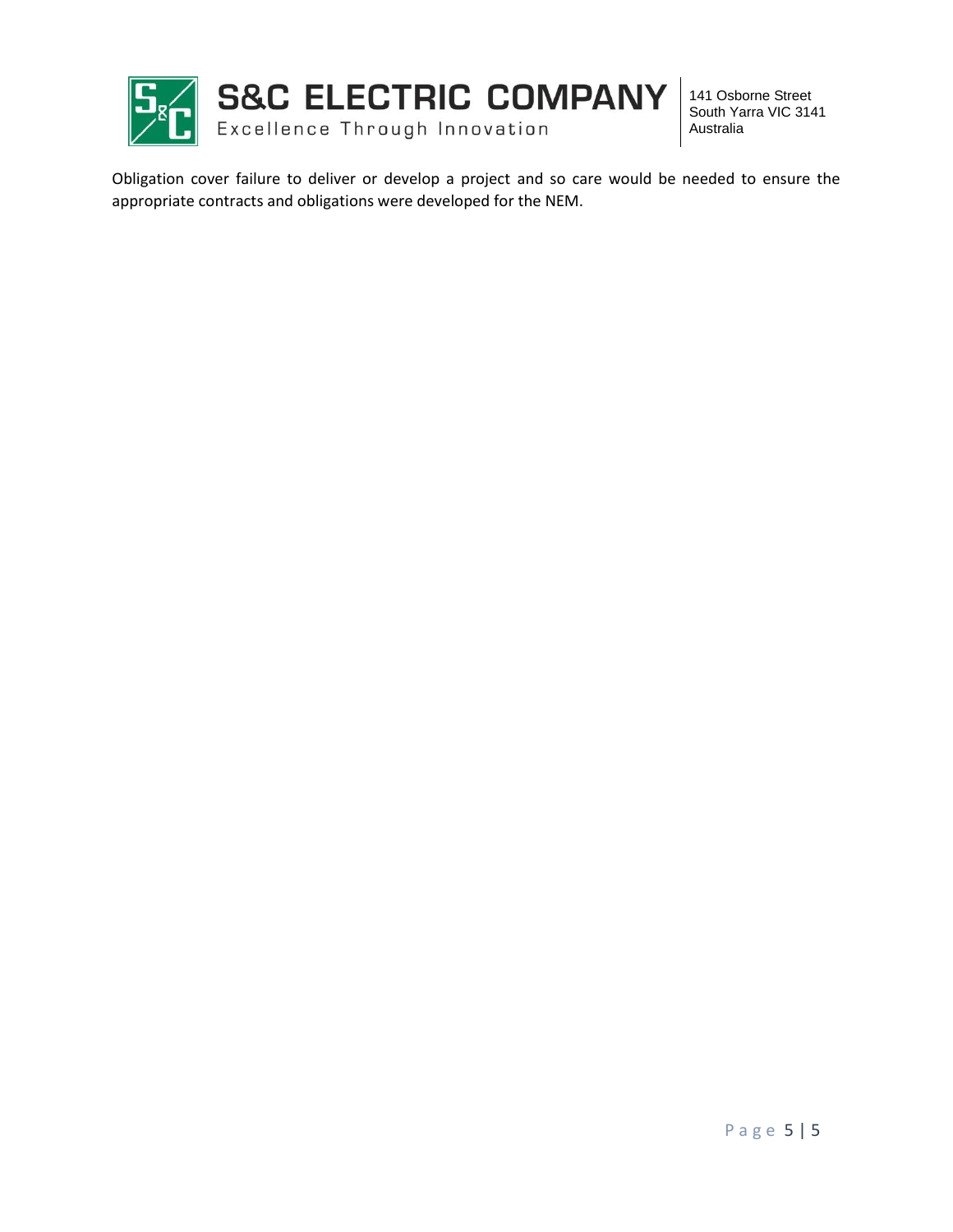Obligation cover failure to deliver or develop a project and so care would be needed to ensure the appropriate contracts and obligations were developed for the NEM.